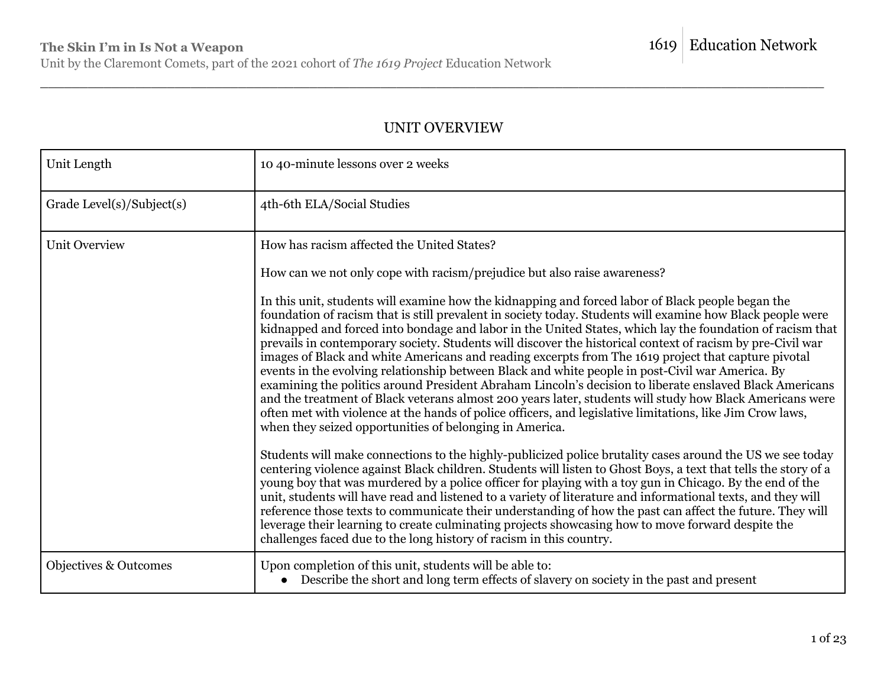**The Skin I'm in Is Not a Weapon**

Unit by the Claremont Comets, part of the 2021 cohort of *The 1619 Project* Education Network

## UNIT OVERVIEW

| | |
|---|---|
| Unit Length | 10 40-minute lessons over 2 weeks |
| Grade Level(s)/Subject(s) | 4th-6th ELA/Social Studies |
| Unit Overview | How has racism affected the United States?<br><br>How can we not only cope with racism/prejudice but also raise awareness?<br><br>In this unit, students will examine how the kidnapping and forced labor of Black people began the foundation of racism that is still prevalent in society today. Students will examine how Black people were kidnapped and forced into bondage and labor in the United States, which lay the foundation of racism that prevails in contemporary society. Students will discover the historical context of racism by pre-Civil war images of Black and white Americans and reading excerpts from The 1619 project that capture pivotal events in the evolving relationship between Black and white people in post-Civil war America. By examining the politics around President Abraham Lincoln's decision to liberate enslaved Black Americans and the treatment of Black veterans almost 200 years later, students will study how Black Americans were often met with violence at the hands of police officers, and legislative limitations, like Jim Crow laws, when they seized opportunities of belonging in America.<br><br>Students will make connections to the highly-publicized police brutality cases around the US we see today centering violence against Black children. Students will listen to Ghost Boys, a text that tells the story of a young boy that was murdered by a police officer for playing with a toy gun in Chicago. By the end of the unit, students will have read and listened to a variety of literature and informational texts, and they will reference those texts to communicate their understanding of how the past can affect the future. They will leverage their learning to create culminating projects showcasing how to move forward despite the challenges faced due to the long history of racism in this country. |
| Objectives & Outcomes | Upon completion of this unit, students will be able to:<br>• Describe the short and long term effects of slavery on society in the past and present |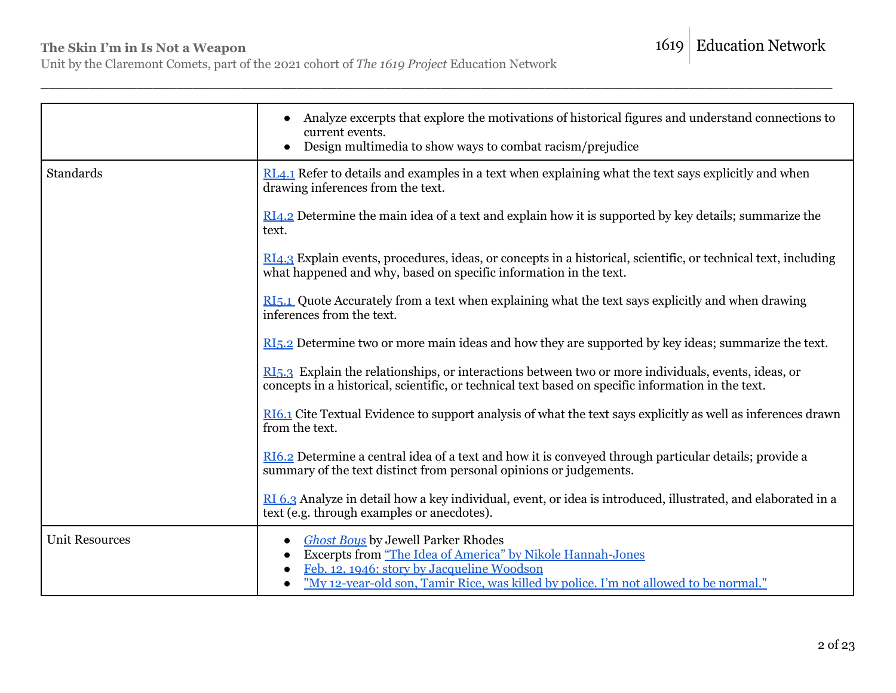| | |
|---|---|
| | • Analyze excerpts that explore the motivations of historical figures and understand connections to current events.<br>• Design multimedia to show ways to combat racism/prejudice |
| Standards | RL4.1 Refer to details and examples in a text when explaining what the text says explicitly and when drawing inferences from the text.<br><br>RI4.2 Determine the main idea of a text and explain how it is supported by key details; summarize the text.<br><br>RI4.3 Explain events, procedures, ideas, or concepts in a historical, scientific, or technical text, including what happened and why, based on specific information in the text.<br><br>RI5.1 Quote Accurately from a text when explaining what the text says explicitly and when drawing inferences from the text.<br><br>RI5.2 Determine two or more main ideas and how they are supported by key ideas; summarize the text.<br><br>RI5.3 Explain the relationships, or interactions between two or more individuals, events, ideas, or concepts in a historical, scientific, or technical text based on specific information in the text.<br><br>RI6.1 Cite Textual Evidence to support analysis of what the text says explicitly as well as inferences drawn from the text.<br><br>RI6.2 Determine a central idea of a text and how it is conveyed through particular details; provide a summary of the text distinct from personal opinions or judgements.<br><br>RI 6.3 Analyze in detail how a key individual, event, or idea is introduced, illustrated, and elaborated in a text (e.g. through examples or anecdotes). |
| Unit Resources | • *Ghost Boys* by Jewell Parker Rhodes<br>• Excerpts from "The Idea of America" by Nikole Hannah-Jones<br>• Feb. 12, 1946: story by Jacqueline Woodson<br>• "My 12-year-old son, Tamir Rice, was killed by police. I'm not allowed to be normal." |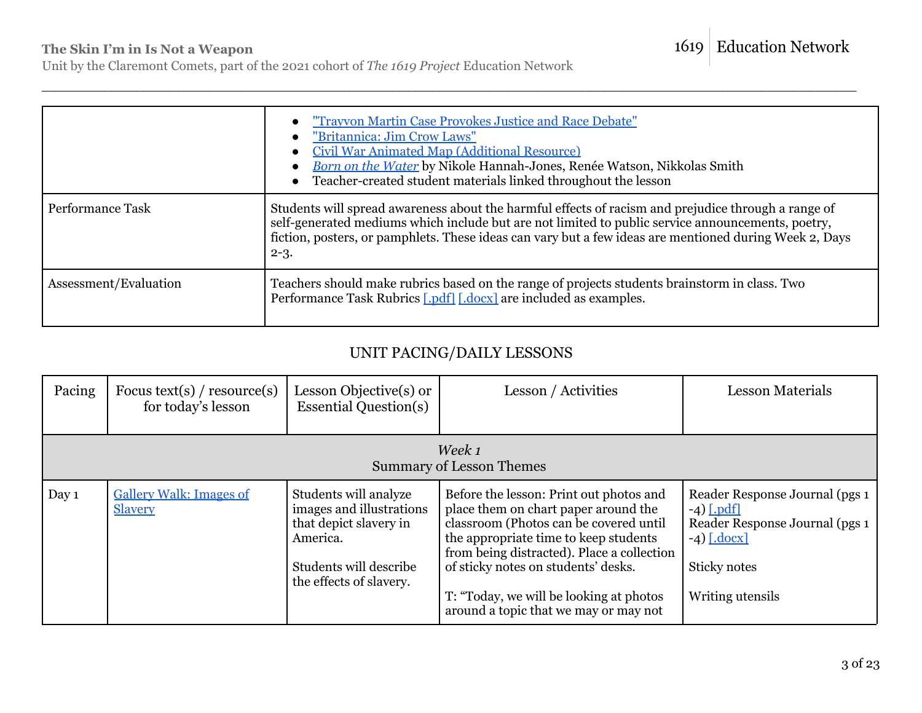| | |
|---|---|
| | - "Trayvon Martin Case Provokes Justice and Race Debate"<br>- "Britannica: Jim Crow Laws"<br>- Civil War Animated Map (Additional Resource)<br>- *Born on the Water* by Nikole Hannah-Jones, Renée Watson, Nikkolas Smith<br>- Teacher-created student materials linked throughout the lesson |
| Performance Task | Students will spread awareness about the harmful effects of racism and prejudice through a range of self-generated mediums which include but are not limited to public service announcements, poetry, fiction, posters, or pamphlets. These ideas can vary but a few ideas are mentioned during Week 2, Days 2-3. |
| Assessment/Evaluation | Teachers should make rubrics based on the range of projects students brainstorm in class. Two Performance Task Rubrics [.pdf] [.docx] are included as examples. |

## UNIT PACING/DAILY LESSONS

| Pacing | Focus text(s) / resource(s) for today's lesson | Lesson Objective(s) or Essential Question(s) | Lesson / Activities | Lesson Materials |
|---|---|---|---|---|
| *Week 1*<br>Summary of Lesson Themes | | | | |
| Day 1 | Gallery Walk: Images of Slavery | Students will analyze images and illustrations that depict slavery in America.<br><br>Students will describe the effects of slavery. | Before the lesson: Print out photos and place them on chart paper around the classroom (Photos can be covered until the appropriate time to keep students from being distracted). Place a collection of sticky notes on students' desks.<br><br>T: "Today, we will be looking at photos around a topic that we may or may not | Reader Response Journal (pgs 1 -4) [.pdf]<br>Reader Response Journal (pgs 1 -4) [.docx]<br><br>Sticky notes<br><br>Writing utensils |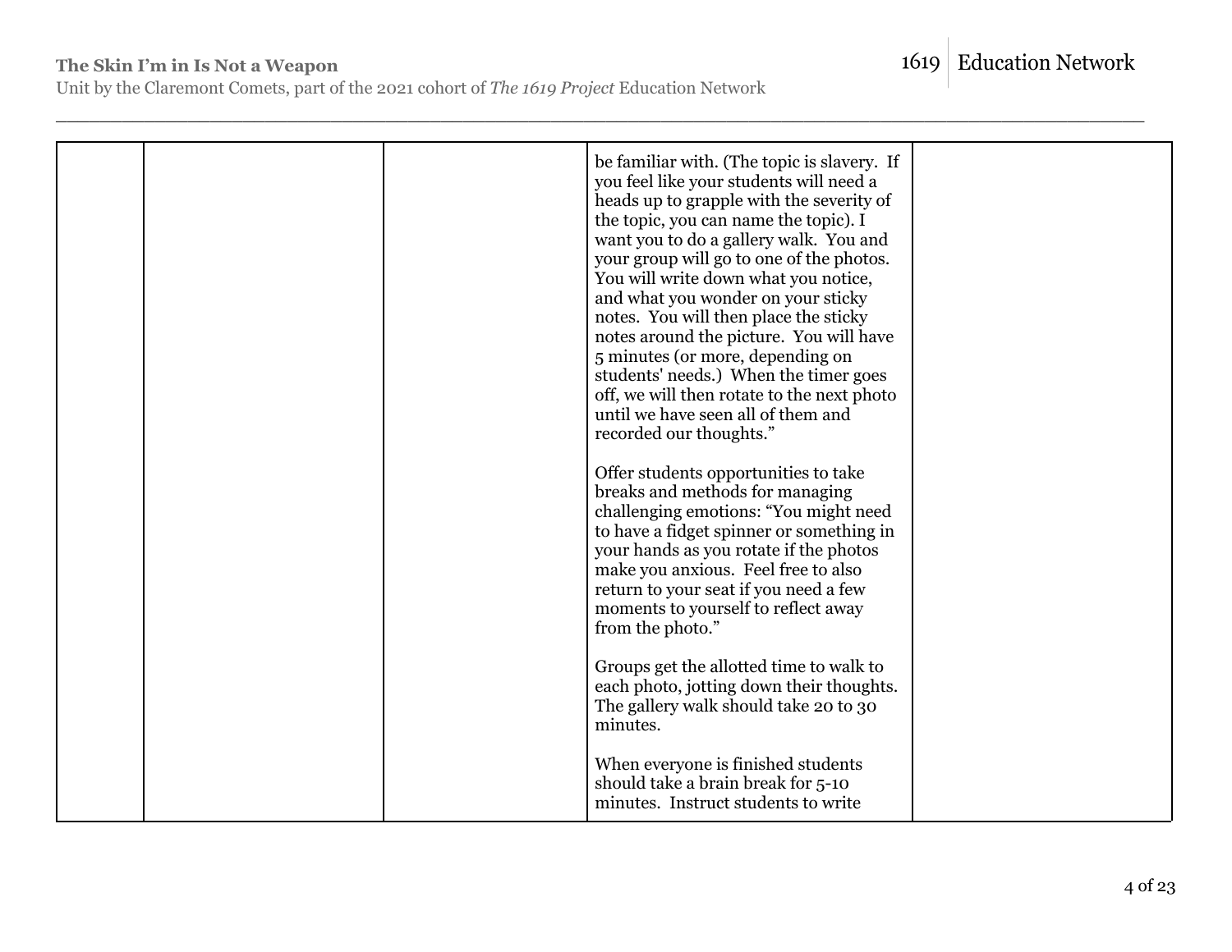| | | | | |
|---|---|---|---|---|
| | | | be familiar with. (The topic is slavery. If you feel like your students will need a heads up to grapple with the severity of the topic, you can name the topic). I want you to do a gallery walk. You and your group will go to one of the photos. You will write down what you notice, and what you wonder on your sticky notes. You will then place the sticky notes around the picture. You will have 5 minutes (or more, depending on students' needs.) When the timer goes off, we will then rotate to the next photo until we have seen all of them and recorded our thoughts."<br><br>Offer students opportunities to take breaks and methods for managing challenging emotions: "You might need to have a fidget spinner or something in your hands as you rotate if the photos make you anxious. Feel free to also return to your seat if you need a few moments to yourself to reflect away from the photo."<br><br>Groups get the allotted time to walk to each photo, jotting down their thoughts. The gallery walk should take 20 to 30 minutes.<br><br>When everyone is finished students should take a brain break for 5-10 minutes. Instruct students to write | |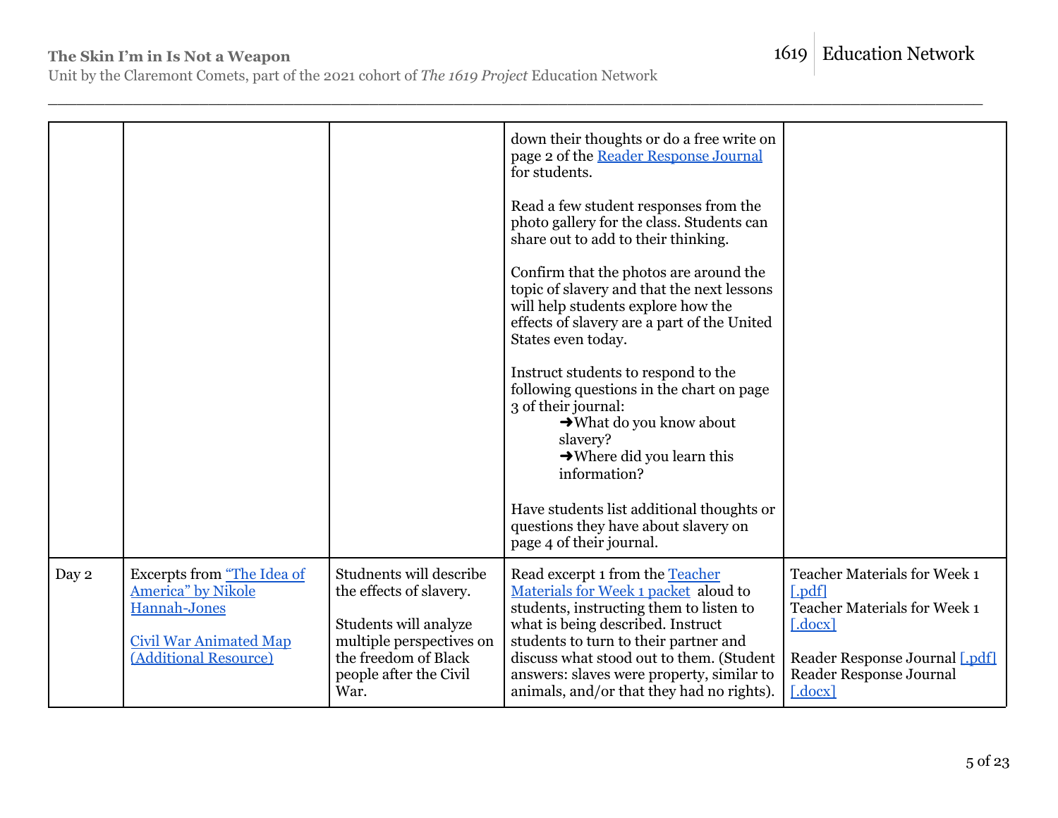| | | | | |
|---|---|---|---|---|
| | | | down their thoughts or do a free write on page 2 of the Reader Response Journal for students.<br><br>Read a few student responses from the photo gallery for the class. Students can share out to add to their thinking.<br><br>Confirm that the photos are around the topic of slavery and that the next lessons will help students explore how the effects of slavery are a part of the United States even today.<br><br>Instruct students to respond to the following questions in the chart on page 3 of their journal:<br>➜What do you know about slavery?<br>➜Where did you learn this information?<br><br>Have students list additional thoughts or questions they have about slavery on page 4 of their journal. | |
| Day 2 | Excerpts from "The Idea of America" by Nikole Hannah-Jones<br><br>Civil War Animated Map (Additional Resource) | Studnents will describe the effects of slavery.<br><br>Students will analyze multiple perspectives on the freedom of Black people after the Civil War. | Read excerpt 1 from the Teacher Materials for Week 1 packet aloud to students, instructing them to listen to what is being described. Instruct students to turn to their partner and discuss what stood out to them. (Student answers: slaves were property, similar to animals, and/or that they had no rights). | Teacher Materials for Week 1 [.pdf]<br>Teacher Materials for Week 1 [.docx]<br><br>Reader Response Journal [.pdf]<br>Reader Response Journal [.docx] |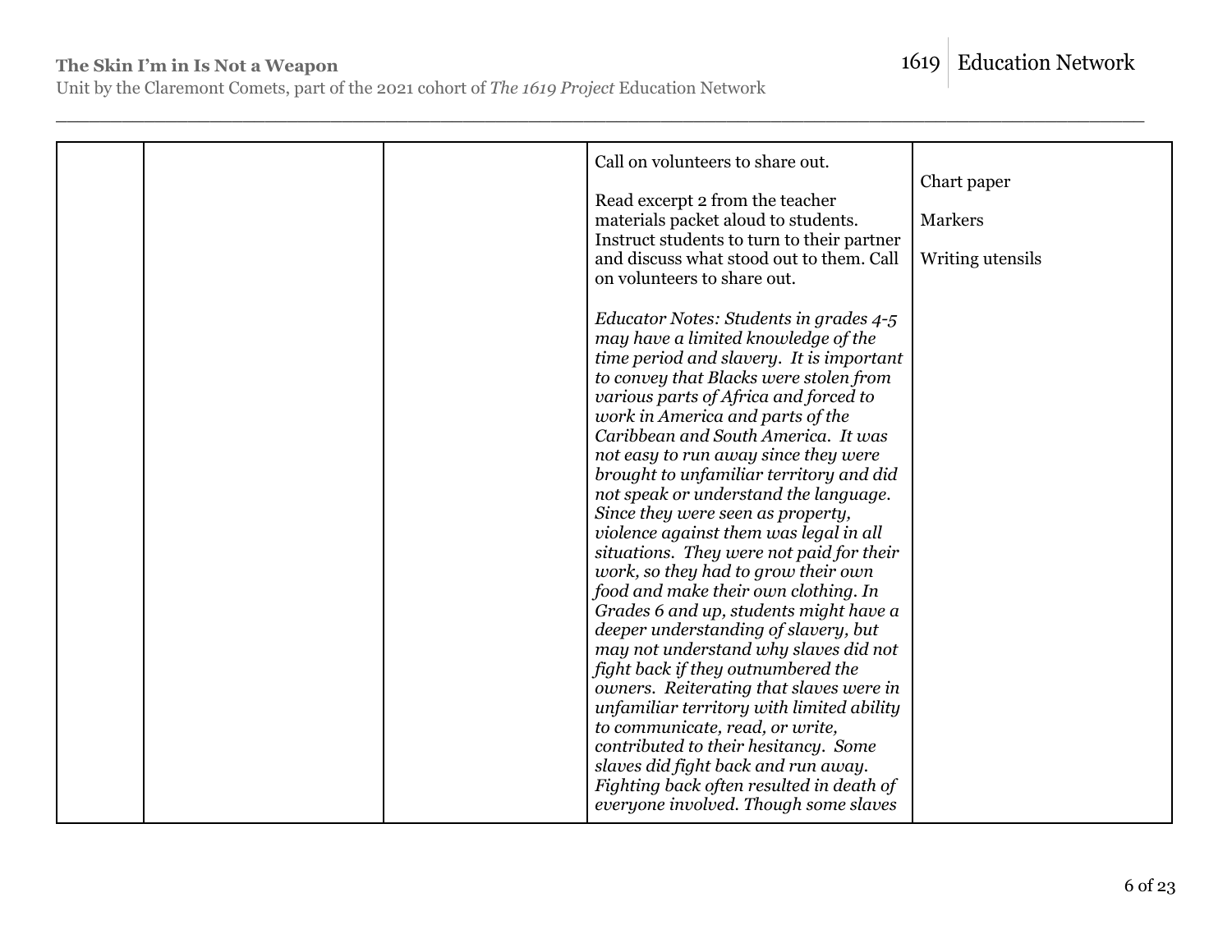| | | | | |
|---|---|---|---|---|
| | | | Call on volunteers to share out.<br><br>Read excerpt 2 from the teacher materials packet aloud to students. Instruct students to turn to their partner and discuss what stood out to them. Call on volunteers to share out.<br><br>*Educator Notes: Students in grades 4-5 may have a limited knowledge of the time period and slavery. It is important to convey that Blacks were stolen from various parts of Africa and forced to work in America and parts of the Caribbean and South America. It was not easy to run away since they were brought to unfamiliar territory and did not speak or understand the language. Since they were seen as property, violence against them was legal in all situations. They were not paid for their work, so they had to grow their own food and make their own clothing. In Grades 6 and up, students might have a deeper understanding of slavery, but may not understand why slaves did not fight back if they outnumbered the owners. Reiterating that slaves were in unfamiliar territory with limited ability to communicate, read, or write, contributed to their hesitancy. Some slaves did fight back and run away. Fighting back often resulted in death of everyone involved. Though some slaves* | Chart paper<br><br>Markers<br><br>Writing utensils |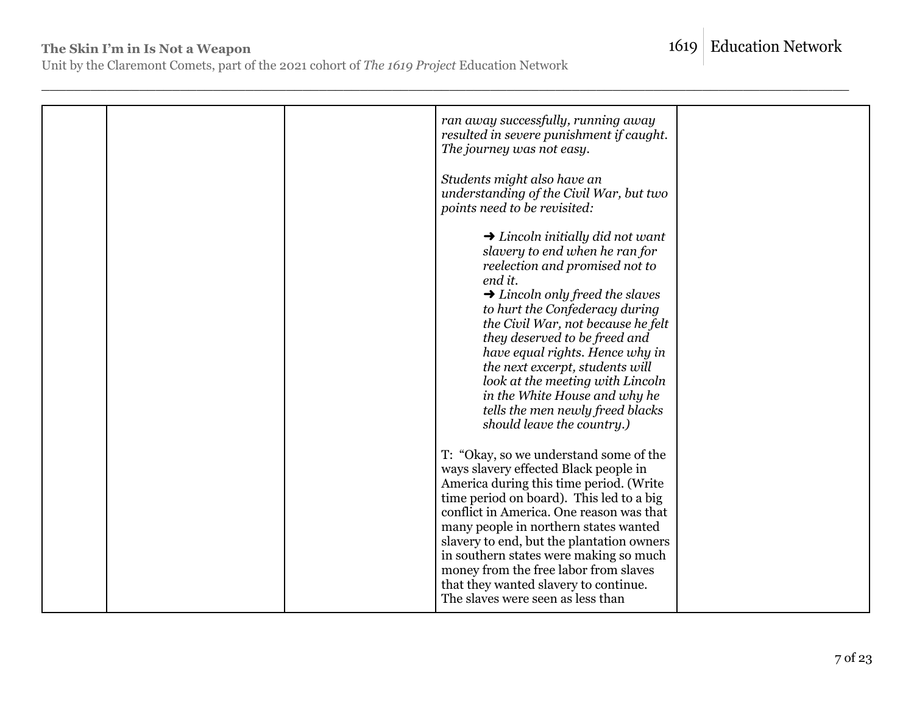| | | | | |
|---|---|---|---|---|
| | | | *ran away successfully, running away resulted in severe punishment if caught. The journey was not easy.*<br><br>*Students might also have an understanding of the Civil War, but two points need to be revisited:*<br><br>➜ *Lincoln initially did not want slavery to end when he ran for reelection and promised not to end it.*<br>➜ *Lincoln only freed the slaves to hurt the Confederacy during the Civil War, not because he felt they deserved to be freed and have equal rights. Hence why in the next excerpt, students will look at the meeting with Lincoln in the White House and why he tells the men newly freed blacks should leave the country.)*<br><br>T: "Okay, so we understand some of the ways slavery effected Black people in America during this time period. (Write time period on board). This led to a big conflict in America. One reason was that many people in northern states wanted slavery to end, but the plantation owners in southern states were making so much money from the free labor from slaves that they wanted slavery to continue. The slaves were seen as less than | |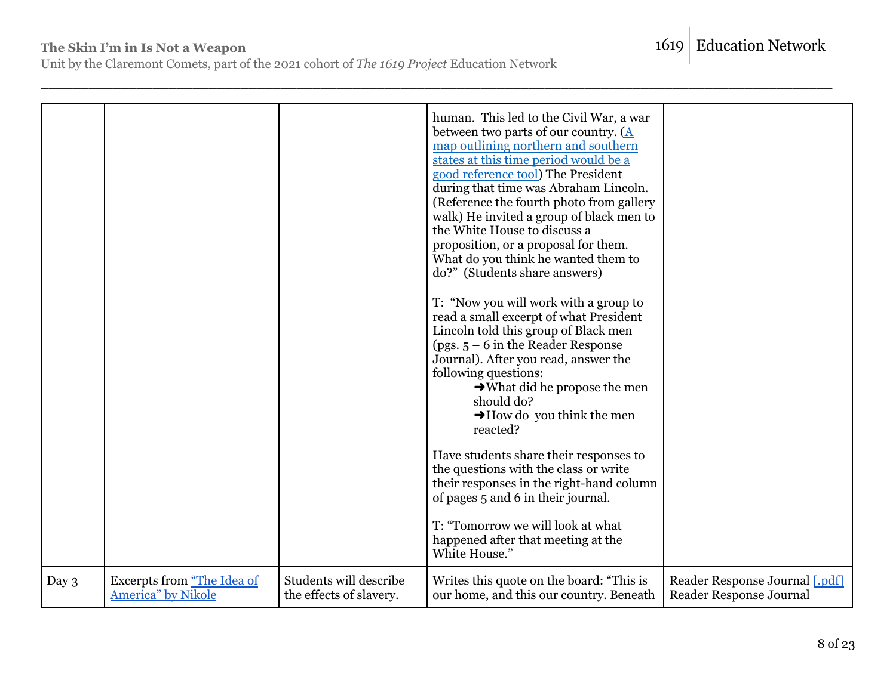| | | | | |
|---|---|---|---|---|
| | | | human. This led to the Civil War, a war between two parts of our country. ([A map outlining northern and southern states at this time period would be a good reference tool](#)) The President during that time was Abraham Lincoln. (Reference the fourth photo from gallery walk) He invited a group of black men to the White House to discuss a proposition, or a proposal for them. What do you think he wanted them to do?" (Students share answers)<br><br>T: "Now you will work with a group to read a small excerpt of what President Lincoln told this group of Black men (pgs. 5 – 6 in the Reader Response Journal). After you read, answer the following questions:<br>➜What did he propose the men should do?<br>➜How do you think the men reacted?<br><br>Have students share their responses to the questions with the class or write their responses in the right-hand column of pages 5 and 6 in their journal.<br><br>T: "Tomorrow we will look at what happened after that meeting at the White House." | |
| Day 3 | Excerpts from ["The Idea of America" by Nikole](#) | Students will describe the effects of slavery. | Writes this quote on the board: "This is our home, and this our country. Beneath | Reader Response Journal [[.pdf]](#)<br>Reader Response Journal |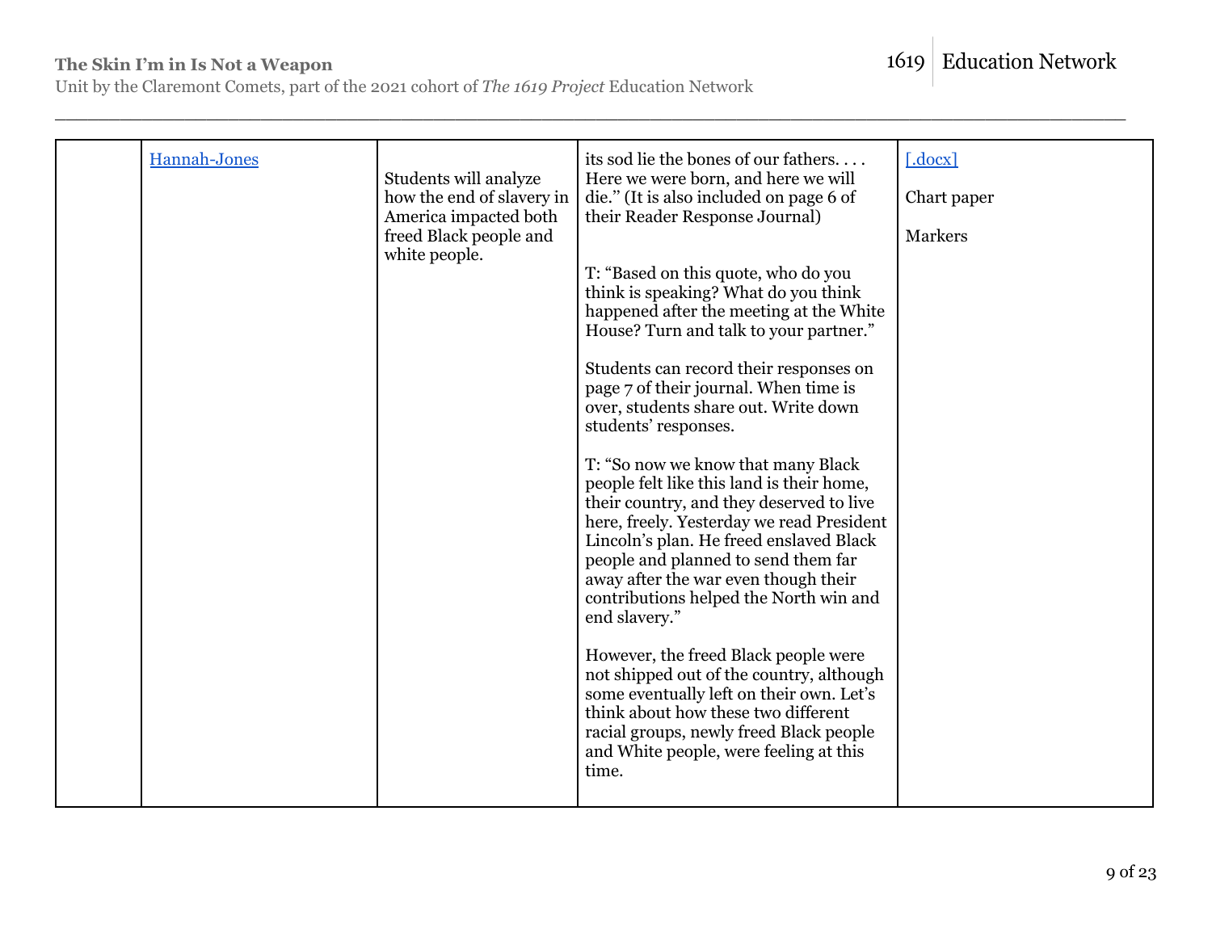| | | | | |
|---|---|---|---|---|
| | Hannah-Jones | Students will analyze how the end of slavery in America impacted both freed Black people and white people. | its sod lie the bones of our fathers. . . . Here we were born, and here we will die.” (It is also included on page 6 of their Reader Response Journal)<br><br>T: “Based on this quote, who do you think is speaking? What do you think happened after the meeting at the White House? Turn and talk to your partner.”<br><br>Students can record their responses on page 7 of their journal. When time is over, students share out. Write down students’ responses.<br><br>T: “So now we know that many Black people felt like this land is their home, their country, and they deserved to live here, freely. Yesterday we read President Lincoln’s plan. He freed enslaved Black people and planned to send them far away after the war even though their contributions helped the North win and end slavery.”<br><br>However, the freed Black people were not shipped out of the country, although some eventually left on their own. Let’s think about how these two different racial groups, newly freed Black people and White people, were feeling at this time. | [.docx]<br><br>Chart paper<br><br>Markers |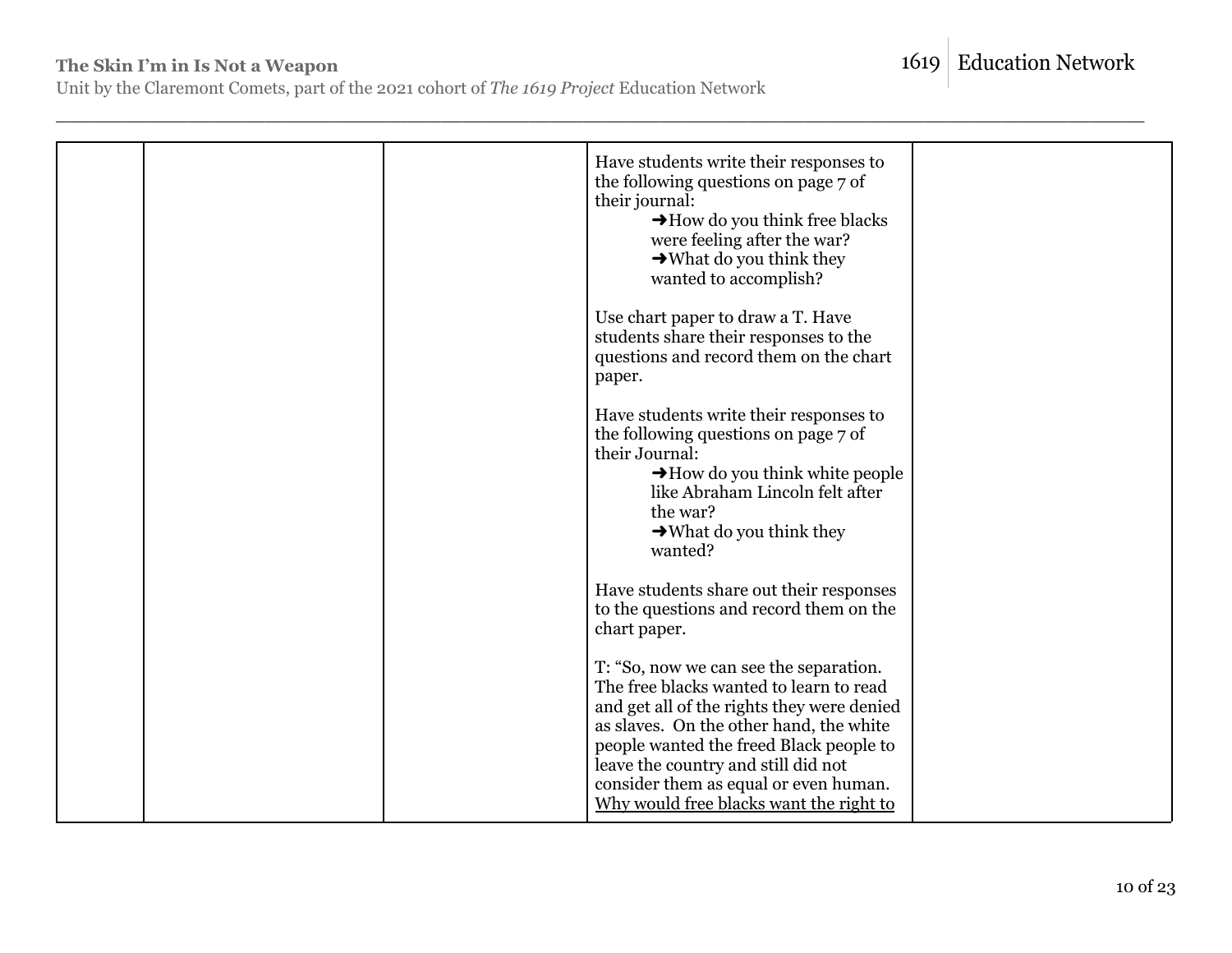| | | | | |
|---|---|---|---|---|
| | | | Have students write their responses to the following questions on page 7 of their journal:<br>➜How do you think free blacks were feeling after the war?<br>➜What do you think they wanted to accomplish?<br><br>Use chart paper to draw a T. Have students share their responses to the questions and record them on the chart paper.<br><br>Have students write their responses to the following questions on page 7 of their Journal:<br>➜How do you think white people like Abraham Lincoln felt after the war?<br>➜What do you think they wanted?<br><br>Have students share out their responses to the questions and record them on the chart paper.<br><br>T: "So, now we can see the separation. The free blacks wanted to learn to read and get all of the rights they were denied as slaves. On the other hand, the white people wanted the freed Black people to leave the country and still did not consider them as equal or even human. <u>Why would free blacks want the right to</u> | |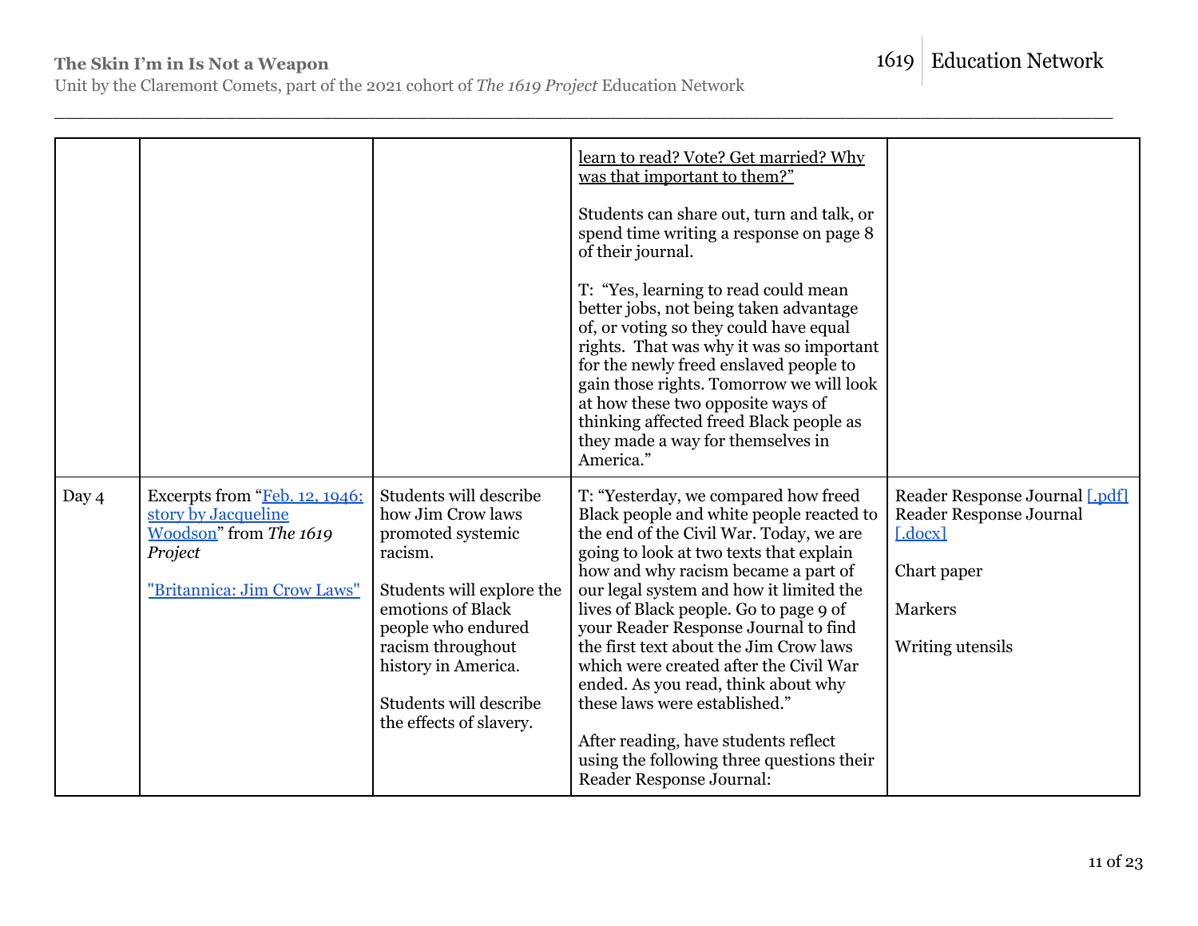| | | | | |
|---|---|---|---|---|
| | | | learn to read? Vote? Get married? Why was that important to them?"<br><br>Students can share out, turn and talk, or spend time writing a response on page 8 of their journal.<br><br>T: "Yes, learning to read could mean better jobs, not being taken advantage of, or voting so they could have equal rights. That was why it was so important for the newly freed enslaved people to gain those rights. Tomorrow we will look at how these two opposite ways of thinking affected freed Black people as they made a way for themselves in America." | |
| Day 4 | Excerpts from "Feb. 12, 1946: story by Jacqueline Woodson" from *The 1619 Project*<br><br>"Britannica: Jim Crow Laws" | Students will describe how Jim Crow laws promoted systemic racism.<br><br>Students will explore the emotions of Black people who endured racism throughout history in America.<br><br>Students will describe the effects of slavery. | T: "Yesterday, we compared how freed Black people and white people reacted to the end of the Civil War. Today, we are going to look at two texts that explain how and why racism became a part of our legal system and how it limited the lives of Black people. Go to page 9 of your Reader Response Journal to find the first text about the Jim Crow laws which were created after the Civil War ended. As you read, think about why these laws were established."<br><br>After reading, have students reflect using the following three questions their Reader Response Journal: | Reader Response Journal [.pdf]<br>Reader Response Journal [.docx]<br><br>Chart paper<br><br>Markers<br><br>Writing utensils |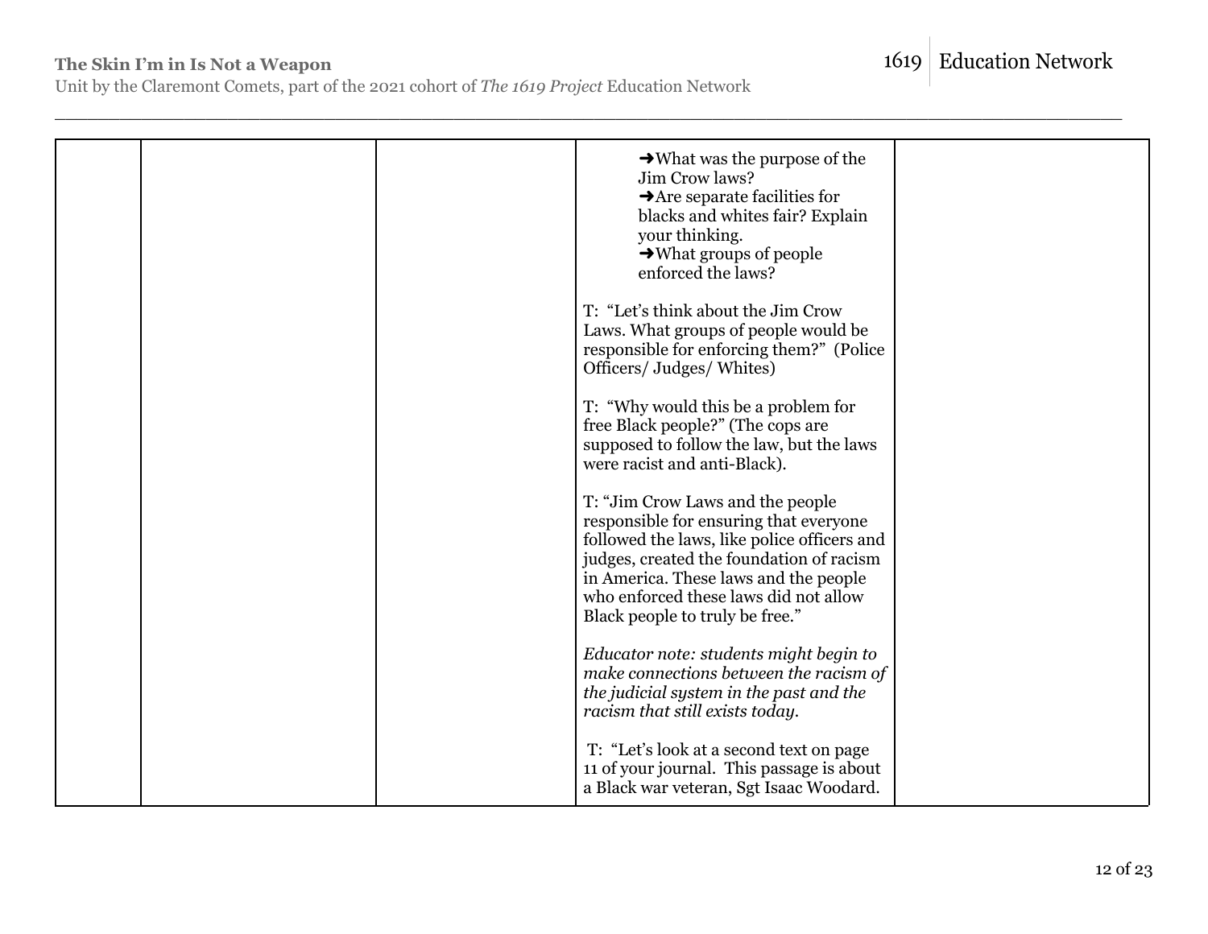| | | | | |
|---|---|---|---|---|
| | | | ➜What was the purpose of the Jim Crow laws?<br>➜Are separate facilities for blacks and whites fair? Explain your thinking.<br>➜What groups of people enforced the laws?<br><br>T: "Let's think about the Jim Crow Laws. What groups of people would be responsible for enforcing them?" (Police Officers/ Judges/ Whites)<br><br>T: "Why would this be a problem for free Black people?" (The cops are supposed to follow the law, but the laws were racist and anti-Black).<br><br>T: "Jim Crow Laws and the people responsible for ensuring that everyone followed the laws, like police officers and judges, created the foundation of racism in America. These laws and the people who enforced these laws did not allow Black people to truly be free."<br><br>*Educator note: students might begin to make connections between the racism of the judicial system in the past and the racism that still exists today.*<br><br>T: "Let's look at a second text on page 11 of your journal. This passage is about a Black war veteran, Sgt Isaac Woodard. | |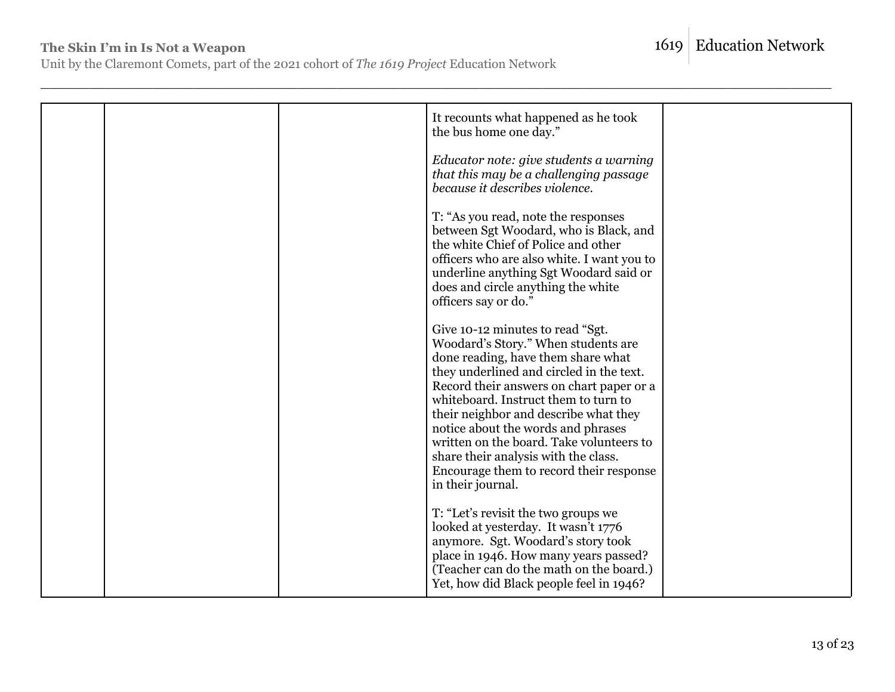| | | | | |
|---|---|---|---|---|
| | | | It recounts what happened as he took the bus home one day."<br><br>*Educator note: give students a warning that this may be a challenging passage because it describes violence.*<br><br>T: "As you read, note the responses between Sgt Woodard, who is Black, and the white Chief of Police and other officers who are also white. I want you to underline anything Sgt Woodard said or does and circle anything the white officers say or do."<br><br>Give 10-12 minutes to read "Sgt. Woodard's Story." When students are done reading, have them share what they underlined and circled in the text. Record their answers on chart paper or a whiteboard. Instruct them to turn to their neighbor and describe what they notice about the words and phrases written on the board. Take volunteers to share their analysis with the class. Encourage them to record their response in their journal.<br><br>T: "Let's revisit the two groups we looked at yesterday. It wasn't 1776 anymore. Sgt. Woodard's story took place in 1946. How many years passed? (Teacher can do the math on the board.) Yet, how did Black people feel in 1946? | |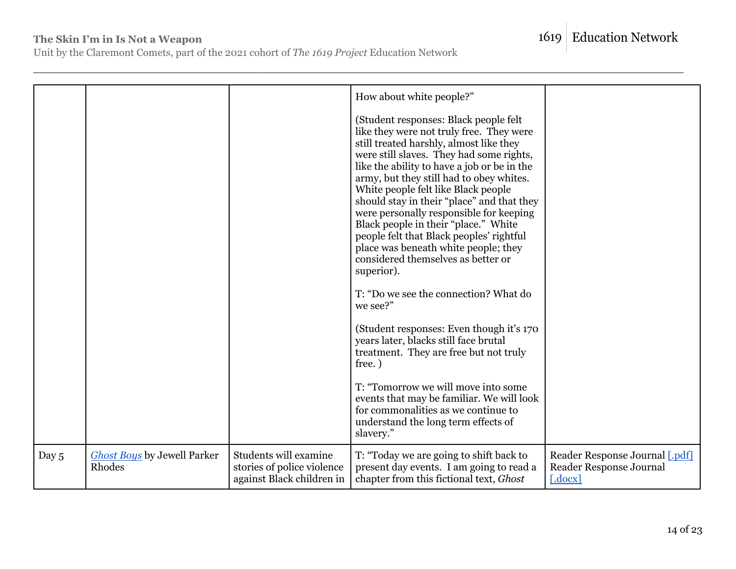| | | | | |
|---|---|---|---|---|
| | | | How about white people?"<br><br>(Student responses: Black people felt like they were not truly free. They were still treated harshly, almost like they were still slaves. They had some rights, like the ability to have a job or be in the army, but they still had to obey whites. White people felt like Black people should stay in their "place" and that they were personally responsible for keeping Black people in their "place." White people felt that Black peoples' rightful place was beneath white people; they considered themselves as better or superior).<br><br>T: "Do we see the connection? What do we see?"<br><br>(Student responses: Even though it's 170 years later, blacks still face brutal treatment. They are free but not truly free. )<br><br>T: "Tomorrow we will move into some events that may be familiar. We will look for commonalities as we continue to understand the long term effects of slavery." | |
| Day 5 | *Ghost Boys* by Jewell Parker Rhodes | Students will examine stories of police violence against Black children in | T: "Today we are going to shift back to present day events. I am going to read a chapter from this fictional text, *Ghost* | Reader Response Journal [.pdf]<br>Reader Response Journal [.docx] |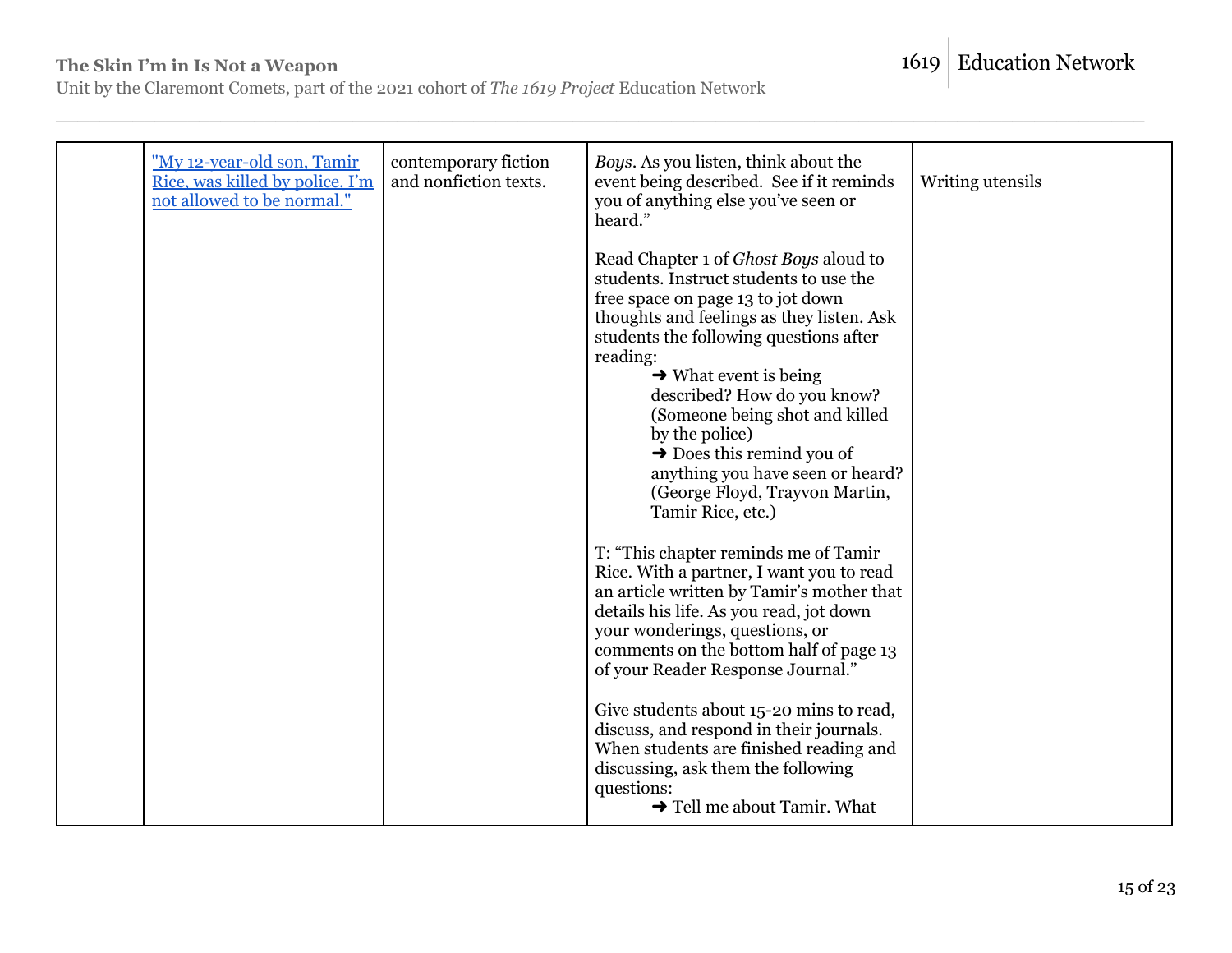| | | | | |
|---|---|---|---|---|
| | "My 12-year-old son, Tamir Rice, was killed by police. I'm not allowed to be normal." | contemporary fiction and nonfiction texts. | *Boys*. As you listen, think about the event being described. See if it reminds you of anything else you've seen or heard."<br><br>Read Chapter 1 of *Ghost Boys* aloud to students. Instruct students to use the free space on page 13 to jot down thoughts and feelings as they listen. Ask students the following questions after reading:<br>➜ What event is being described? How do you know? (Someone being shot and killed by the police)<br>➜ Does this remind you of anything you have seen or heard? (George Floyd, Trayvon Martin, Tamir Rice, etc.)<br><br>T: "This chapter reminds me of Tamir Rice. With a partner, I want you to read an article written by Tamir's mother that details his life. As you read, jot down your wonderings, questions, or comments on the bottom half of page 13 of your Reader Response Journal."<br><br>Give students about 15-20 mins to read, discuss, and respond in their journals. When students are finished reading and discussing, ask them the following questions:<br>➜ Tell me about Tamir. What | Writing utensils |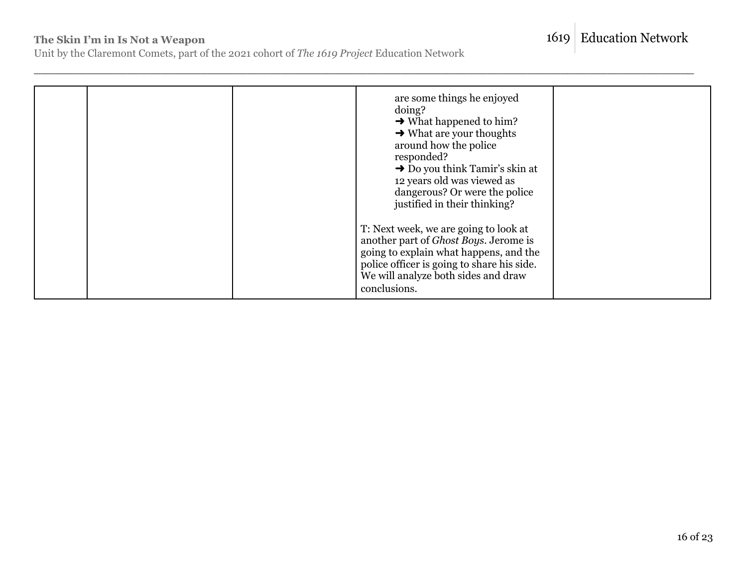| | | | | |
|---|---|---|---|---|
| | | | are some things he enjoyed doing?<br>➜ What happened to him?<br>➜ What are your thoughts around how the police responded?<br>➜ Do you think Tamir's skin at 12 years old was viewed as dangerous? Or were the police justified in their thinking?<br><br>T: Next week, we are going to look at another part of *Ghost Boys*. Jerome is going to explain what happens, and the police officer is going to share his side. We will analyze both sides and draw conclusions. | |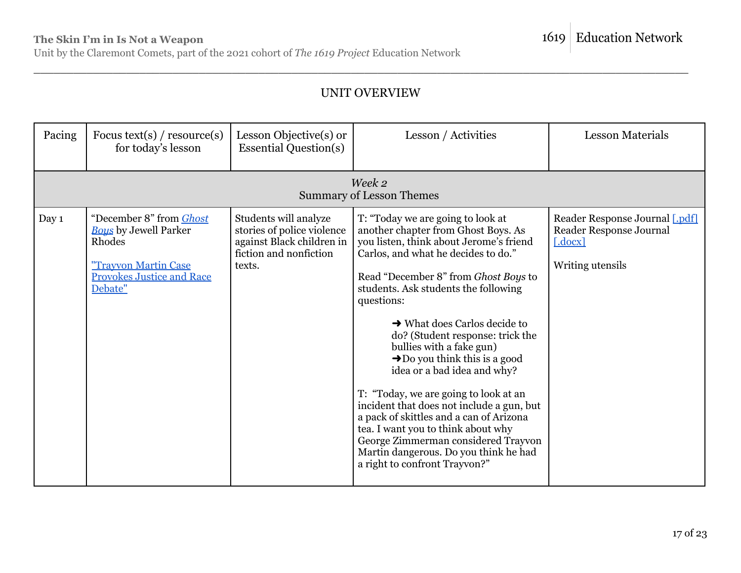## UNIT OVERVIEW

| Pacing | Focus text(s) / resource(s) for today's lesson | Lesson Objective(s) or Essential Question(s) | Lesson / Activities | Lesson Materials |
|---|---|---|---|---|
| *Week 2* Summary of Lesson Themes | | | | |
| Day 1 | "December 8" from *Ghost Boys* by Jewell Parker Rhodes<br><br>"Trayvon Martin Case Provokes Justice and Race Debate" | Students will analyze stories of police violence against Black children in fiction and nonfiction texts. | T: "Today we are going to look at another chapter from Ghost Boys. As you listen, think about Jerome's friend Carlos, and what he decides to do."<br><br>Read "December 8" from *Ghost Boys* to students. Ask students the following questions:<br><br>➜ What does Carlos decide to do? (Student response: trick the bullies with a fake gun)<br>➜ Do you think this is a good idea or a bad idea and why?<br><br>T: "Today, we are going to look at an incident that does not include a gun, but a pack of skittles and a can of Arizona tea. I want you to think about why George Zimmerman considered Trayvon Martin dangerous. Do you think he had a right to confront Trayvon?" | Reader Response Journal [.pdf]<br>Reader Response Journal [.docx]<br><br>Writing utensils |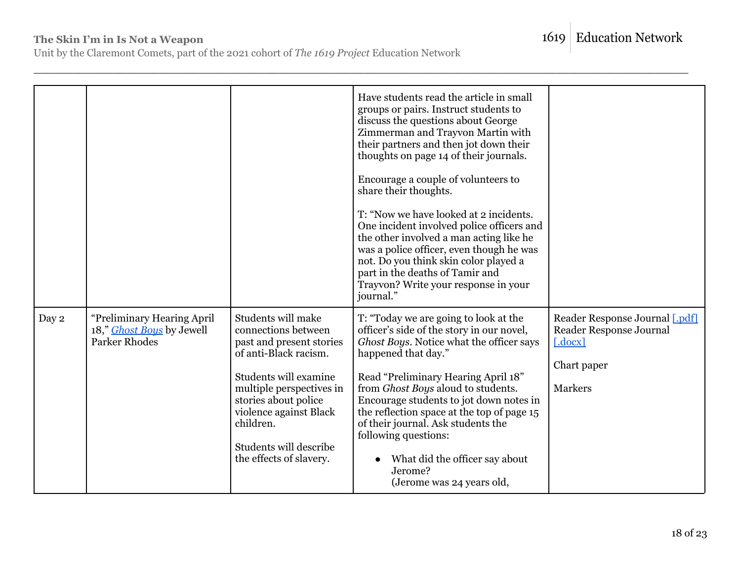| | | | | |
|---|---|---|---|---|
| | | | Have students read the article in small groups or pairs. Instruct students to discuss the questions about George Zimmerman and Trayvon Martin with their partners and then jot down their thoughts on page 14 of their journals.<br><br>Encourage a couple of volunteers to share their thoughts.<br><br>T: "Now we have looked at 2 incidents. One incident involved police officers and the other involved a man acting like he was a police officer, even though he was not. Do you think skin color played a part in the deaths of Tamir and Trayvon? Write your response in your journal." | |
| Day 2 | "Preliminary Hearing April 18," *Ghost Boys* by Jewell Parker Rhodes | Students will make connections between past and present stories of anti-Black racism.<br><br>Students will examine multiple perspectives in stories about police violence against Black children.<br><br>Students will describe the effects of slavery. | T: "Today we are going to look at the officer's side of the story in our novel, *Ghost Boys*. Notice what the officer says happened that day."<br><br>Read "Preliminary Hearing April 18" from *Ghost Boys* aloud to students. Encourage students to jot down notes in the reflection space at the top of page 15 of their journal. Ask students the following questions:<br><br>• What did the officer say about Jerome? (Jerome was 24 years old, | Reader Response Journal [.pdf]<br>Reader Response Journal [.docx]<br><br>Chart paper<br><br>Markers |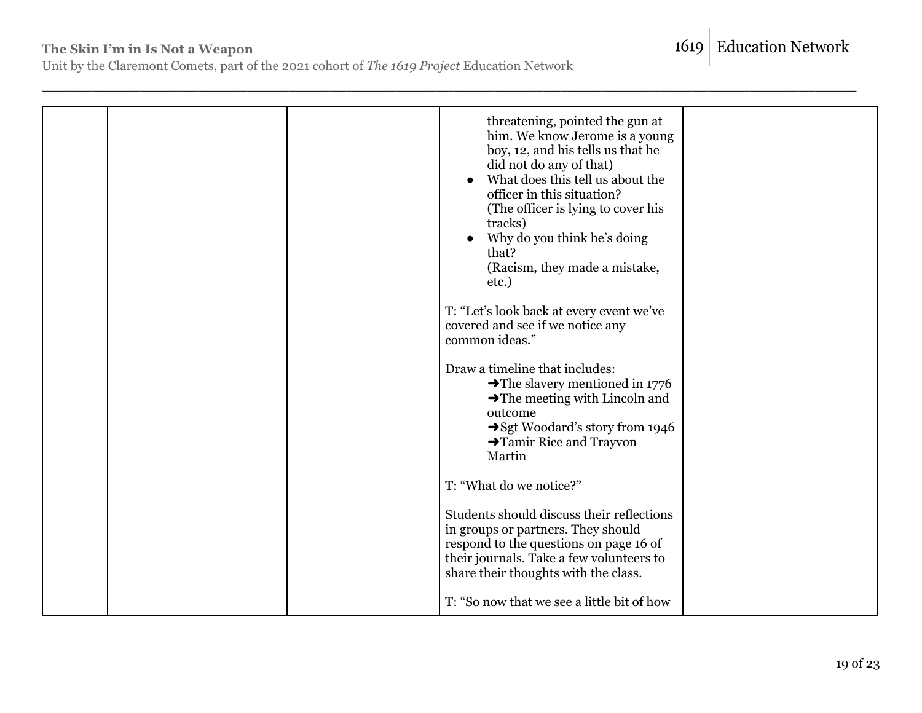| | | | | |
|---|---|---|---|---|
| | | | threatening, pointed the gun at him. We know Jerome is a young boy, 12, and his tells us that he did not do any of that)<br>• What does this tell us about the officer in this situation?<br>(The officer is lying to cover his tracks)<br>• Why do you think he's doing that?<br>(Racism, they made a mistake, etc.)<br><br>T: "Let's look back at every event we've covered and see if we notice any common ideas."<br><br>Draw a timeline that includes:<br>➜The slavery mentioned in 1776<br>➜The meeting with Lincoln and outcome<br>➜Sgt Woodard's story from 1946<br>➜Tamir Rice and Trayvon Martin<br><br>T: "What do we notice?"<br><br>Students should discuss their reflections in groups or partners. They should respond to the questions on page 16 of their journals. Take a few volunteers to share their thoughts with the class.<br><br>T: "So now that we see a little bit of how | |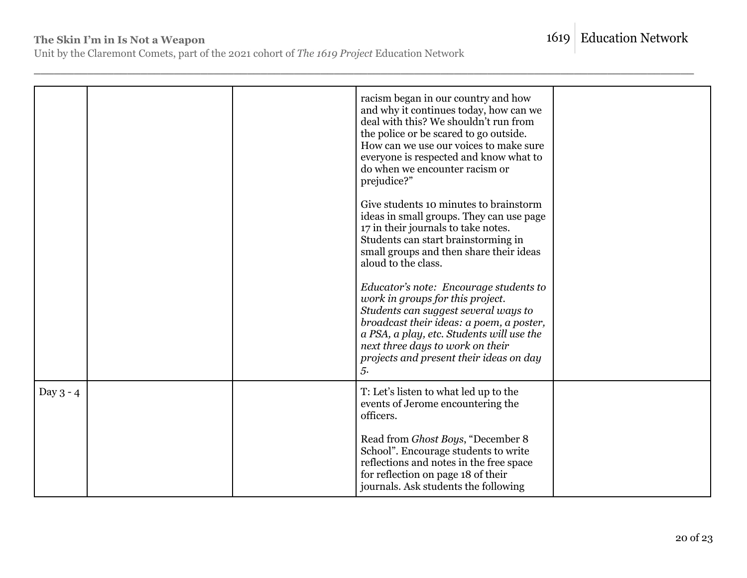| | | | | |
|---|---|---|---|---|
| | | | racism began in our country and how and why it continues today, how can we deal with this? We shouldn't run from the police or be scared to go outside. How can we use our voices to make sure everyone is respected and know what to do when we encounter racism or prejudice?"<br><br>Give students 10 minutes to brainstorm ideas in small groups. They can use page 17 in their journals to take notes. Students can start brainstorming in small groups and then share their ideas aloud to the class.<br><br>*Educator's note: Encourage students to work in groups for this project. Students can suggest several ways to broadcast their ideas: a poem, a poster, a PSA, a play, etc. Students will use the next three days to work on their projects and present their ideas on day 5.* | |
| Day 3 - 4 | | | T: Let's listen to what led up to the events of Jerome encountering the officers.<br><br>Read from *Ghost Boys*, "December 8 School". Encourage students to write reflections and notes in the free space for reflection on page 18 of their journals. Ask students the following | |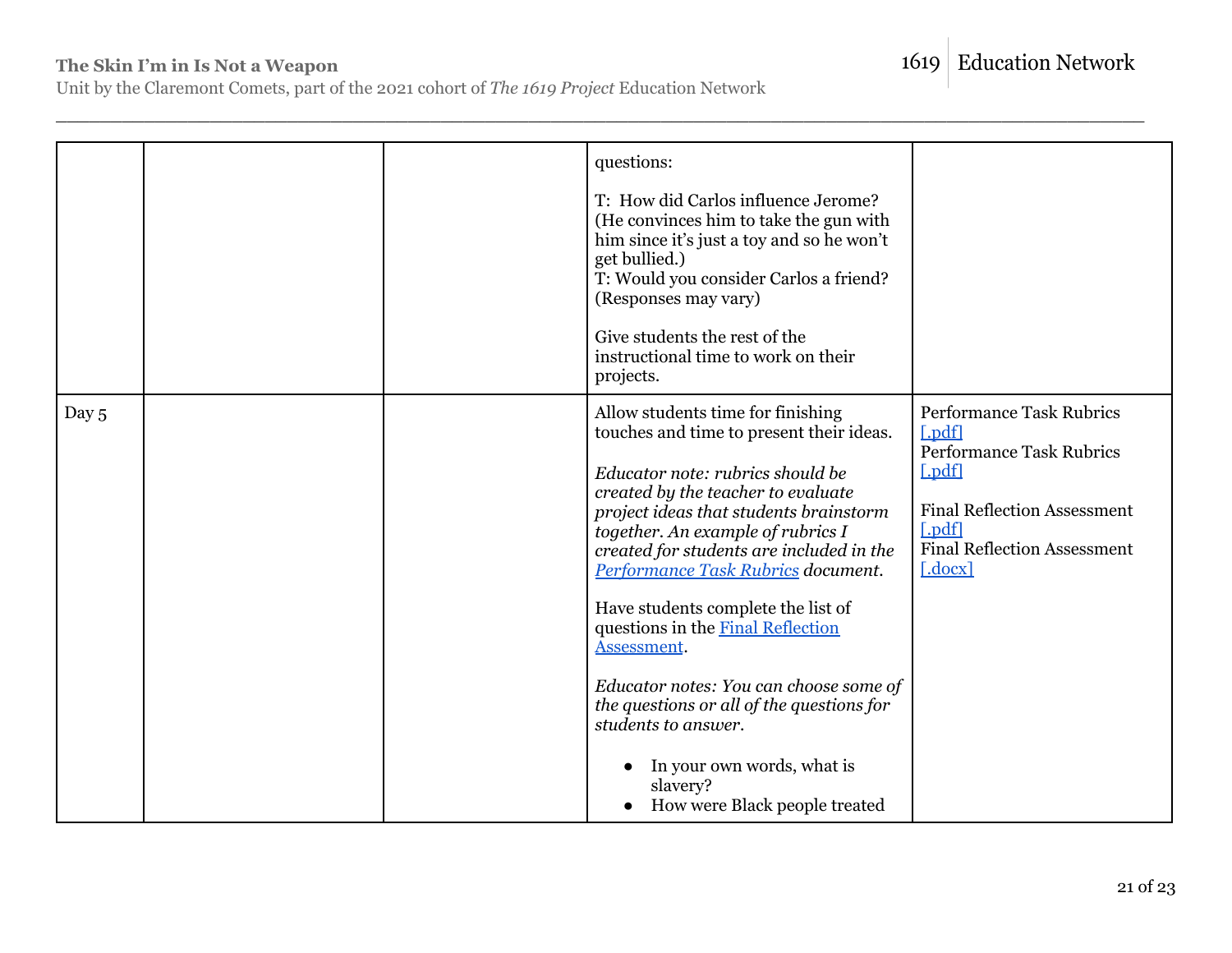| | | | | |
|---|---|---|---|---|
| | | | questions:<br><br>T: How did Carlos influence Jerome? (He convinces him to take the gun with him since it's just a toy and so he won't get bullied.)<br>T: Would you consider Carlos a friend? (Responses may vary)<br><br>Give students the rest of the instructional time to work on their projects. | |
| Day 5 | | | Allow students time for finishing touches and time to present their ideas.<br><br>*Educator note: rubrics should be created by the teacher to evaluate project ideas that students brainstorm together. An example of rubrics I created for students are included in the [Performance Task Rubrics] document.*<br><br>Have students complete the list of questions in the [Final Reflection Assessment].<br><br>*Educator notes: You can choose some of the questions or all of the questions for students to answer.*<br><br>● In your own words, what is slavery?<br>● How were Black people treated | Performance Task Rubrics [.pdf]<br>Performance Task Rubrics [.pdf]<br><br>Final Reflection Assessment [.pdf]<br>Final Reflection Assessment [.docx] |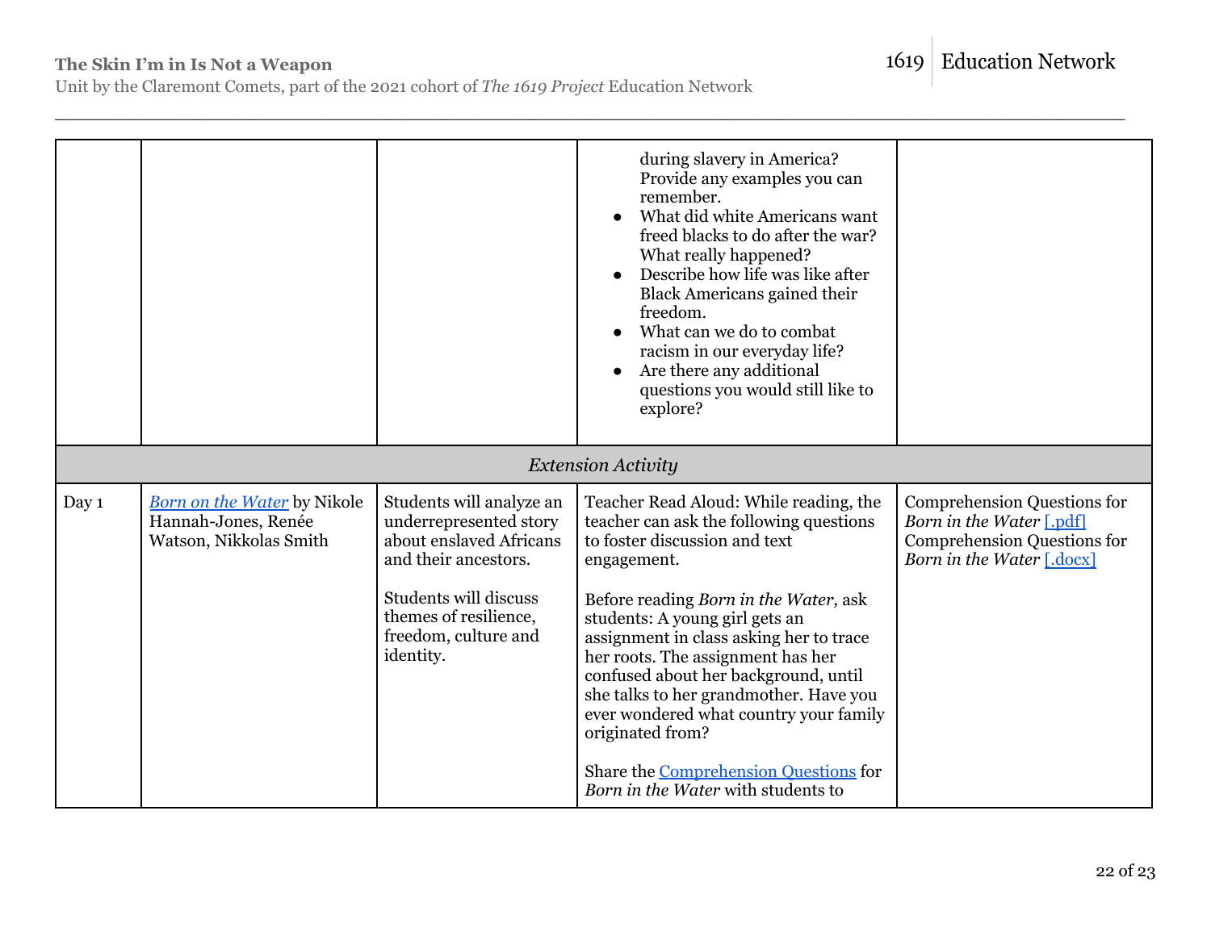| | | | | |
|---|---|---|---|---|
| | | | during slavery in America? Provide any examples you can remember.<br>● What did white Americans want freed blacks to do after the war? What really happened?<br>● Describe how life was like after Black Americans gained their freedom.<br>● What can we do to combat racism in our everyday life?<br>● Are there any additional questions you would still like to explore? | |
| *Extension Activity* | | | | |
| Day 1 | *Born on the Water* by Nikole Hannah-Jones, Renée Watson, Nikkolas Smith | Students will analyze an underrepresented story about enslaved Africans and their ancestors.<br><br>Students will discuss themes of resilience, freedom, culture and identity. | Teacher Read Aloud: While reading, the teacher can ask the following questions to foster discussion and text engagement.<br><br>Before reading *Born in the Water,* ask students: A young girl gets an assignment in class asking her to trace her roots. The assignment has her confused about her background, until she talks to her grandmother. Have you ever wondered what country your family originated from?<br><br>Share the Comprehension Questions for *Born in the Water* with students to | Comprehension Questions for *Born in the Water* [.pdf]<br>Comprehension Questions for *Born in the Water* [.docx] |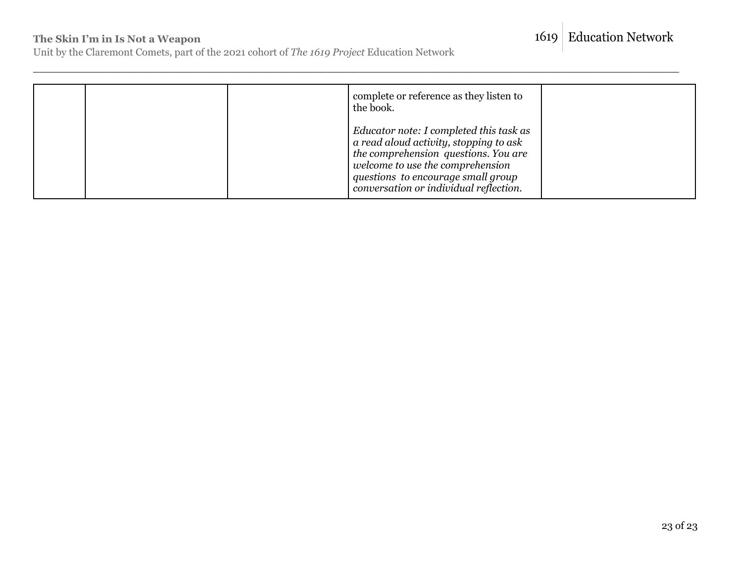| | | | | |
|---|---|---|---|---|
| | | | complete or reference as they listen to the book.<br><br>*Educator note: I completed this task as a read aloud activity, stopping to ask the comprehension questions. You are welcome to use the comprehension questions to encourage small group conversation or individual reflection.* | |